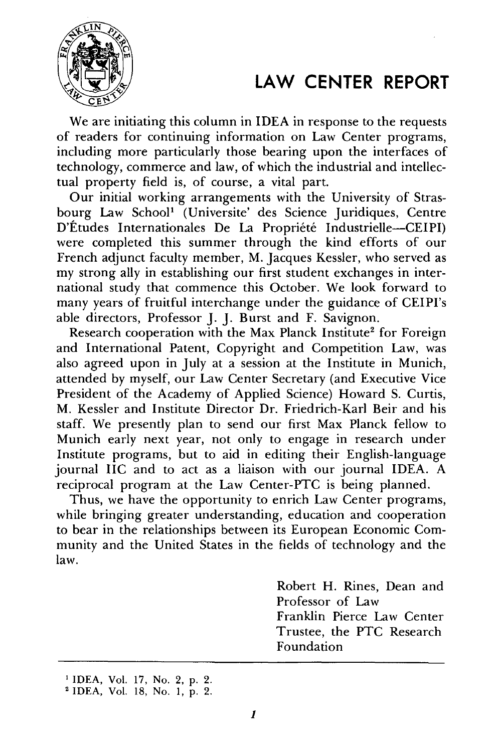# LAW CENTER REPORT

We are initiating this column in IDEA in response to the requests of readers for continuing information on Law Center programs, including more particularly those bearing upon the interfaces of technology, commerce and law, of which the industrial and intellectual property field is, of course, a vital part.

Our initial working arrangements with the University of Strasbourg Law School[1] (Universite' des Science Juridiques, Centre D'Études Internationales De La Propriété Industrielle—CEIPI) were completed this summer through the kind efforts of our French adjunct faculty member, M. Jacques Kessler, who served as my strong ally in establishing our first student exchanges in international study that commence this October. We look forward to many years of fruitful interchange under the guidance of CEIPI's able directors, Professor J. J. Burst and F. Savignon.

Research cooperation with the Max Planck Institute[2] for Foreign and International Patent, Copyright and Competition Law, was also agreed upon in July at a session at the Institute in Munich, attended by myself, our Law Center Secretary (and Executive Vice President of the Academy of Applied Science) Howard S. Curtis, M. Kessler and Institute Director Dr. Friedrich-Karl Beir and his staff. We presently plan to send our first Max Planck fellow to Munich early next year, not only to engage in research under Institute programs, but to aid in editing their English-language journal IIC and to act as a liaison with our journal IDEA. A reciprocal program at the Law Center-PTC is being planned.

Thus, we have the opportunity to enrich Law Center programs, while bringing greater understanding, education and cooperation to bear in the relationships between its European Economic Community and the United States in the fields of technology and the law.

Robert H. Rines, Dean and
Professor of Law
Franklin Pierce Law Center
Trustee, the PTC Research
Foundation

---

[1] IDEA, Vol. 17, No. 2, p. 2.

[2] IDEA, Vol. 18, No. 1, p. 2.